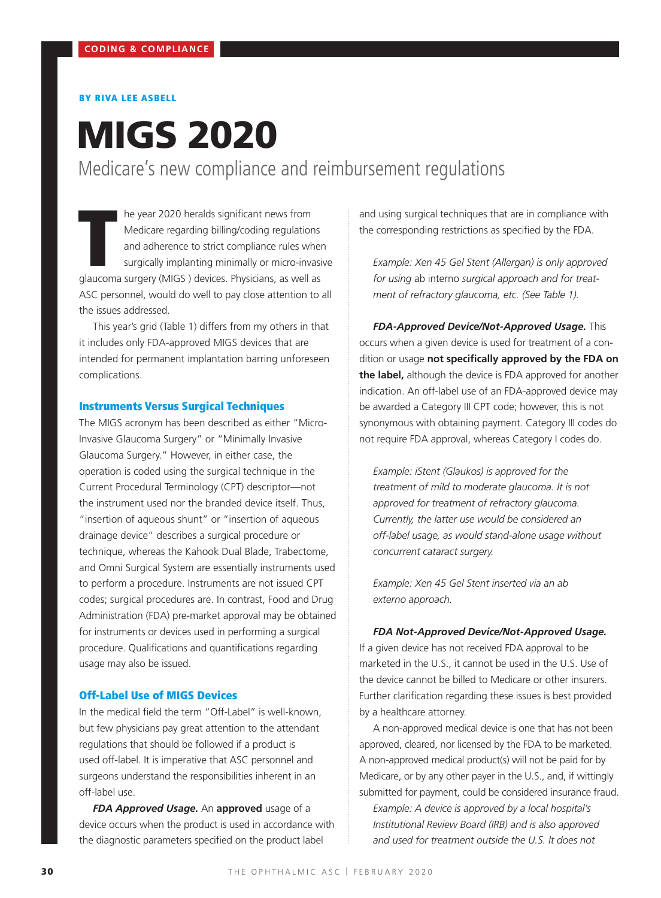CODING & COMPLIANCE

BY RIVA LEE ASBELL

# MIGS 2020

## Medicare's new compliance and reimbursement regulations

The year 2020 heralds significant news from Medicare regarding billing/coding regulations and adherence to strict compliance rules when surgically implanting minimally or micro-invasive glaucoma surgery (MIGS ) devices. Physicians, as well as ASC personnel, would do well to pay close attention to all the issues addressed.

This year's grid (Table 1) differs from my others in that it includes only FDA-approved MIGS devices that are intended for permanent implantation barring unforeseen complications.

### Instruments Versus Surgical Techniques

The MIGS acronym has been described as either "Micro-Invasive Glaucoma Surgery" or "Minimally Invasive Glaucoma Surgery." However, in either case, the operation is coded using the surgical technique in the Current Procedural Terminology (CPT) descriptor—not the instrument used nor the branded device itself. Thus, "insertion of aqueous shunt" or "insertion of aqueous drainage device" describes a surgical procedure or technique, whereas the Kahook Dual Blade, Trabectome, and Omni Surgical System are essentially instruments used to perform a procedure. Instruments are not issued CPT codes; surgical procedures are. In contrast, Food and Drug Administration (FDA) pre-market approval may be obtained for instruments or devices used in performing a surgical procedure. Qualifications and quantifications regarding usage may also be issued.

### Off-Label Use of MIGS Devices

In the medical field the term "Off-Label" is well-known, but few physicians pay great attention to the attendant regulations that should be followed if a product is used off-label. It is imperative that ASC personnel and surgeons understand the responsibilities inherent in an off-label use.

***FDA Approved Usage.*** An **approved** usage of a device occurs when the product is used in accordance with the diagnostic parameters specified on the product label and using surgical techniques that are in compliance with the corresponding restrictions as specified by the FDA.

*Example: Xen 45 Gel Stent (Allergan) is only approved for using* ab interno *surgical approach and for treatment of refractory glaucoma, etc. (See Table 1).*

***FDA-Approved Device/Not-Approved Usage.*** This occurs when a given device is used for treatment of a condition or usage **not specifically approved by the FDA on the label,** although the device is FDA approved for another indication. An off-label use of an FDA-approved device may be awarded a Category III CPT code; however, this is not synonymous with obtaining payment. Category III codes do not require FDA approval, whereas Category I codes do.

*Example: iStent (Glaukos) is approved for the treatment of mild to moderate glaucoma. It is not approved for treatment of refractory glaucoma. Currently, the latter use would be considered an off-label usage, as would stand-alone usage without concurrent cataract surgery.*

*Example: Xen 45 Gel Stent inserted via an ab externo approach.*

***FDA Not-Approved Device/Not-Approved Usage.*** If a given device has not received FDA approval to be marketed in the U.S., it cannot be used in the U.S. Use of the device cannot be billed to Medicare or other insurers. Further clarification regarding these issues is best provided by a healthcare attorney.

A non-approved medical device is one that has not been approved, cleared, nor licensed by the FDA to be marketed. A non-approved medical product(s) will not be paid for by Medicare, or by any other payer in the U.S., and, if wittingly submitted for payment, could be considered insurance fraud.

*Example: A device is approved by a local hospital's Institutional Review Board (IRB) and is also approved and used for treatment outside the U.S. It does not*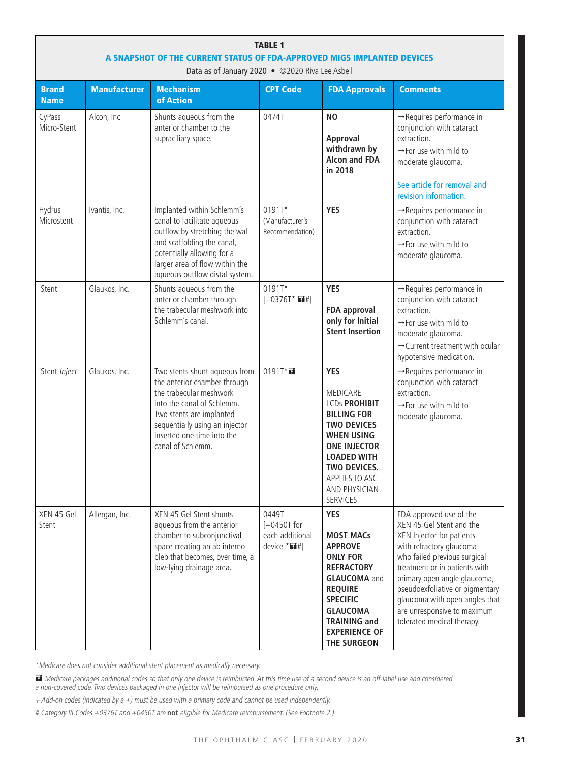**TABLE 1**

**A SNAPSHOT OF THE CURRENT STATUS OF FDA-APPROVED MIGS IMPLANTED DEVICES**

Data as of January 2020 • ©2020 Riva Lee Asbell

| Brand Name | Manufacturer | Mechanism of Action | CPT Code | FDA Approvals | Comments |
|---|---|---|---|---|---|
| CyPass Micro-Stent | Alcon, Inc | Shunts aqueous from the anterior chamber to the supraciliary space. | 0474T | **NO** <br><br> **Approval withdrawn by Alcon and FDA in 2018** | →Requires performance in conjunction with cataract extraction. <br> →For use with mild to moderate glaucoma. <br><br> See article for removal and revision information. |
| Hydrus Microstent | Ivantis, Inc. | Implanted within Schlemm's canal to facilitate aqueous outflow by stretching the wall and scaffolding the canal, potentially allowing for a larger area of flow within the aqueous outflow distal system. | 0191T* (Manufacturer's Recommendation) | **YES** | →Requires performance in conjunction with cataract extraction. <br> →For use with mild to moderate glaucoma. |
| iStent | Glaukos, Inc. | Shunts aqueous from the anterior chamber through the trabecular meshwork into Schlemm's canal. | 0191T* [+0376T* ■#] | **YES** <br><br> **FDA approval only for Initial Stent Insertion** | →Requires performance in conjunction with cataract extraction. <br> →For use with mild to moderate glaucoma. <br> →Current treatment with ocular hypotensive medication. |
| iStent *Inject* | Glaukos, Inc. | Two stents shunt aqueous from the anterior chamber through the trabecular meshwork into the canal of Schlemm. Two stents are implanted sequentially using an injector inserted one time into the canal of Schlemm. | 0191T*■ | **YES** <br><br> MEDICARE LCDs **PROHIBIT BILLING FOR TWO DEVICES WHEN USING ONE INJECTOR LOADED WITH TWO DEVICES.** APPLIES TO ASC AND PHYSICIAN SERVICES | →Requires performance in conjunction with cataract extraction. <br> →For use with mild to moderate glaucoma. |
| XEN 45 Gel Stent | Allergan, Inc. | XEN 45 Gel Stent shunts aqueous from the anterior chamber to subconjunctival space creating an ab interno bleb that becomes, over time, a low-lying drainage area. | 0449T [+0450T for each additional device *■#] | **YES** <br><br> **MOST MACs APPROVE ONLY FOR REFRACTORY GLAUCOMA** and **REQUIRE SPECIFIC GLAUCOMA TRAINING and EXPERIENCE OF THE SURGEON** | FDA approved use of the XEN 45 Gel Stent and the XEN Injector for patients with refractory glaucoma who failed previous surgical treatment or in patients with primary open angle glaucoma, pseudoexfoliative or pigmentary glaucoma with open angles that are unresponsive to maximum tolerated medical therapy. |

*\*Medicare does not consider additional stent placement as medically necessary.*

*■ Medicare packages additional codes so that only one device is reimbursed. At this time use of a second device is an off-label use and considered a non-covered code. Two devices packaged in one injector will be reimbursed as one procedure only.*

*+ Add-on codes (indicated by a +) must be used with a primary code and cannot be used independently.*

*# Category III Codes +0376T and +0450T are* ***not*** *eligible for Medicare reimbursement. (See Footnote 2.)*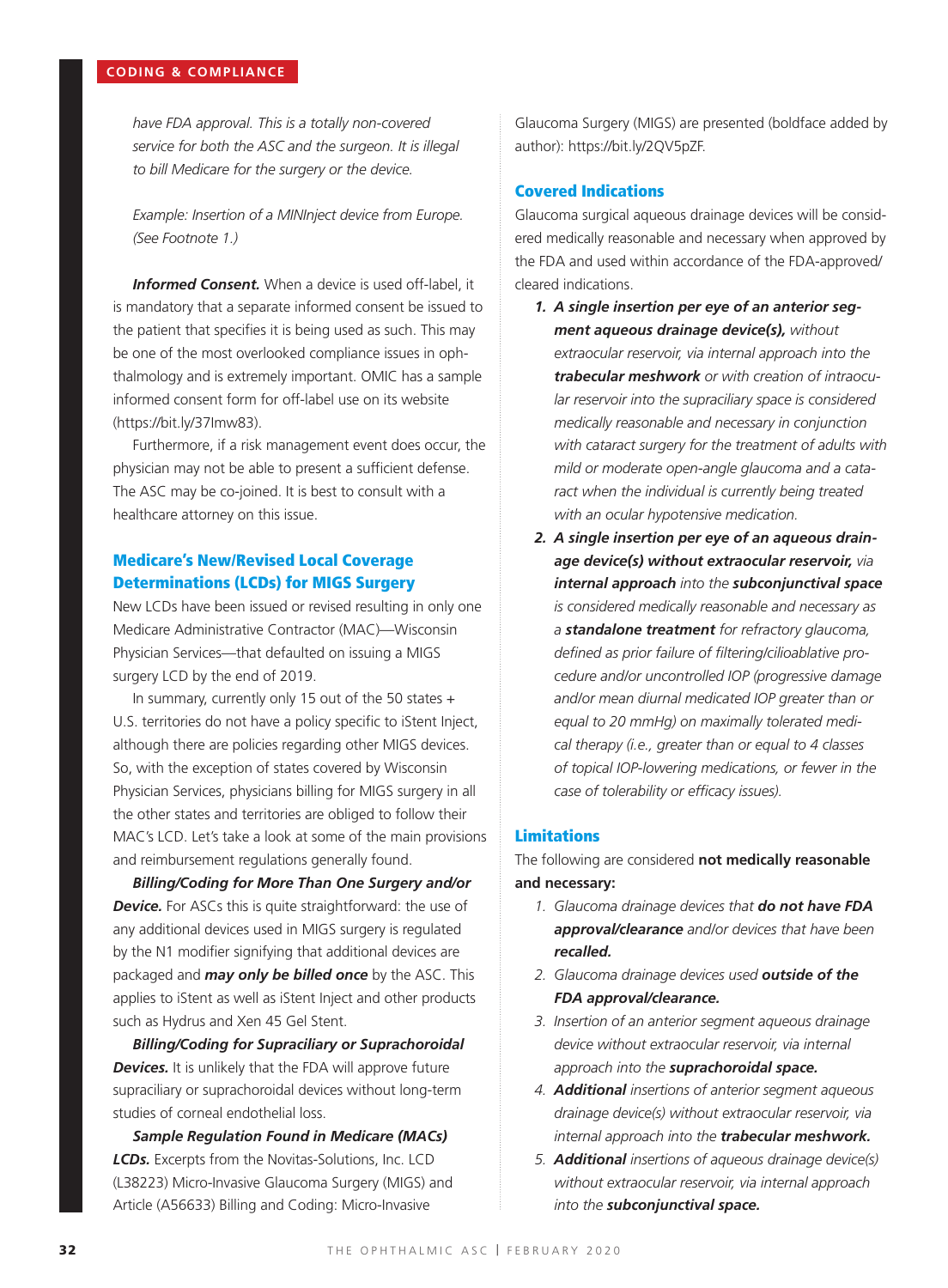*have FDA approval. This is a totally non-covered service for both the ASC and the surgeon. It is illegal to bill Medicare for the surgery or the device.*

*Example: Insertion of a MINInject device from Europe. (See Footnote 1.)*

***Informed Consent.*** When a device is used off-label, it is mandatory that a separate informed consent be issued to the patient that specifies it is being used as such. This may be one of the most overlooked compliance issues in ophthalmology and is extremely important. OMIC has a sample informed consent form for off-label use on its website (https://bit.ly/37Imw83).

Furthermore, if a risk management event does occur, the physician may not be able to present a sufficient defense. The ASC may be co-joined. It is best to consult with a healthcare attorney on this issue.

## Medicare's New/Revised Local Coverage Determinations (LCDs) for MIGS Surgery

New LCDs have been issued or revised resulting in only one Medicare Administrative Contractor (MAC)—Wisconsin Physician Services—that defaulted on issuing a MIGS surgery LCD by the end of 2019.

In summary, currently only 15 out of the 50 states + U.S. territories do not have a policy specific to iStent Inject, although there are policies regarding other MIGS devices. So, with the exception of states covered by Wisconsin Physician Services, physicians billing for MIGS surgery in all the other states and territories are obliged to follow their MAC's LCD. Let's take a look at some of the main provisions and reimbursement regulations generally found.

***Billing/Coding for More Than One Surgery and/or Device.*** For ASCs this is quite straightforward: the use of any additional devices used in MIGS surgery is regulated by the N1 modifier signifying that additional devices are packaged and ***may only be billed once*** by the ASC. This applies to iStent as well as iStent Inject and other products such as Hydrus and Xen 45 Gel Stent.

***Billing/Coding for Supraciliary or Suprachoroidal Devices.*** It is unlikely that the FDA will approve future supraciliary or suprachoroidal devices without long-term studies of corneal endothelial loss.

***Sample Regulation Found in Medicare (MACs) LCDs.*** Excerpts from the Novitas-Solutions, Inc. LCD (L38223) Micro-Invasive Glaucoma Surgery (MIGS) and Article (A56633) Billing and Coding: Micro-Invasive Glaucoma Surgery (MIGS) are presented (boldface added by author): https://bit.ly/2QV5pZF.

### Covered Indications

Glaucoma surgical aqueous drainage devices will be considered medically reasonable and necessary when approved by the FDA and used within accordance of the FDA-approved/cleared indications.

1. ***A single insertion per eye of an anterior segment aqueous drainage device(s),*** *without extraocular reservoir, via internal approach into the* ***trabecular meshwork*** *or with creation of intraocular reservoir into the supraciliary space is considered medically reasonable and necessary in conjunction with cataract surgery for the treatment of adults with mild or moderate open-angle glaucoma and a cataract when the individual is currently being treated with an ocular hypotensive medication.*
2. ***A single insertion per eye of an aqueous drainage device(s) without extraocular reservoir,*** *via* ***internal approach*** *into the* ***subconjunctival space*** *is considered medically reasonable and necessary as a* ***standalone treatment*** *for refractory glaucoma, defined as prior failure of filtering/cilioablative procedure and/or uncontrolled IOP (progressive damage and/or mean diurnal medicated IOP greater than or equal to 20 mmHg) on maximally tolerated medical therapy (i.e., greater than or equal to 4 classes of topical IOP-lowering medications, or fewer in the case of tolerability or efficacy issues).*

### Limitations

The following are considered **not medically reasonable and necessary:**

1. *Glaucoma drainage devices that* ***do not have FDA approval/clearance*** *and/or devices that have been* ***recalled.***
2. *Glaucoma drainage devices used* ***outside of the FDA approval/clearance.***
3. *Insertion of an anterior segment aqueous drainage device without extraocular reservoir, via internal approach into the* ***suprachoroidal space.***
4. ***Additional*** *insertions of anterior segment aqueous drainage device(s) without extraocular reservoir, via internal approach into the* ***trabecular meshwork.***
5. ***Additional*** *insertions of aqueous drainage device(s) without extraocular reservoir, via internal approach into the* ***subconjunctival space.***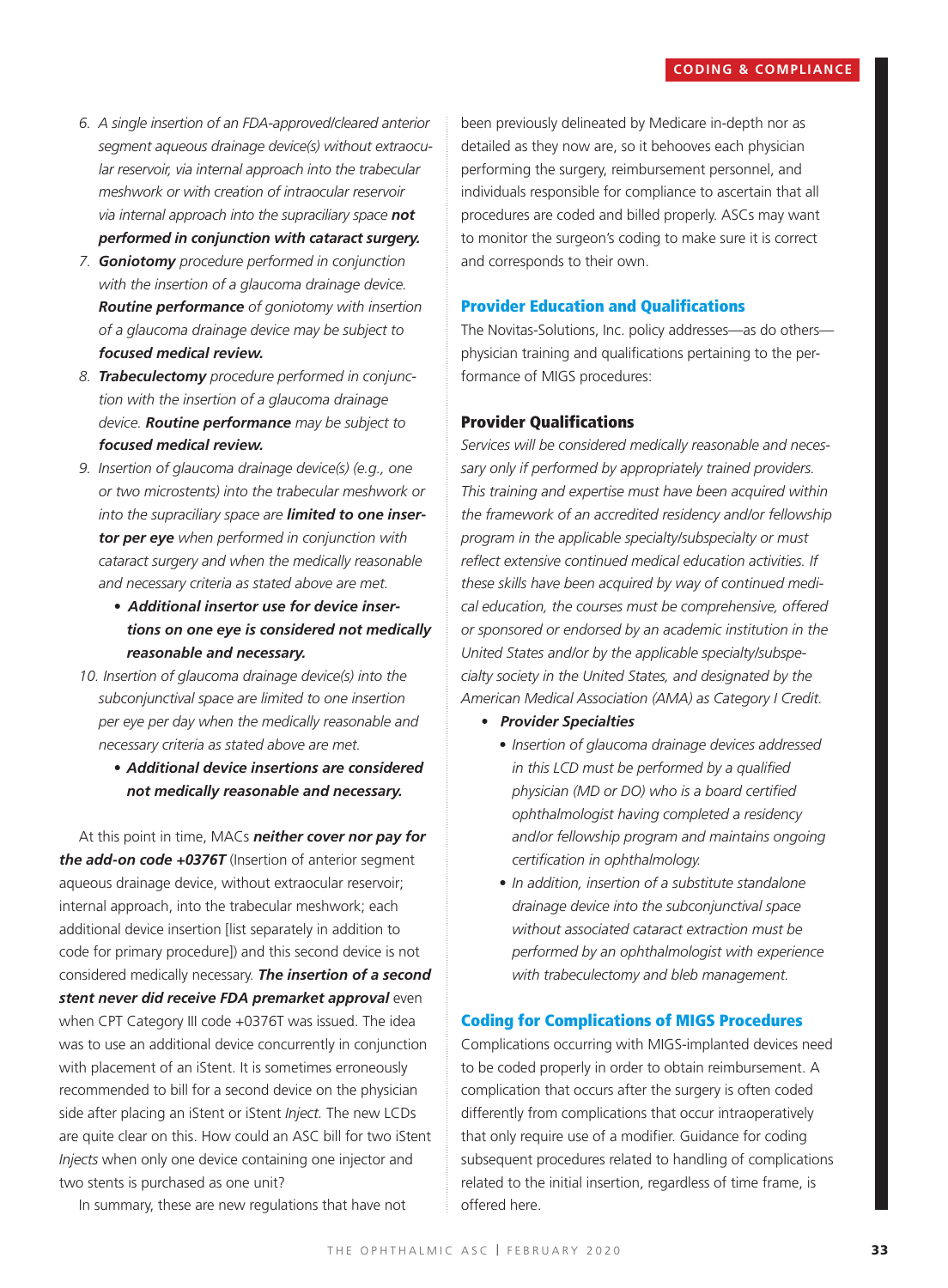6. *A single insertion of an FDA-approved/cleared anterior segment aqueous drainage device(s) without extraocular reservoir, via internal approach into the trabecular meshwork or with creation of intraocular reservoir via internal approach into the supraciliary space* ***not performed in conjunction with cataract surgery.***
7. ***Goniotomy*** *procedure performed in conjunction with the insertion of a glaucoma drainage device.* ***Routine performance*** *of goniotomy with insertion of a glaucoma drainage device may be subject to* ***focused medical review.***
8. ***Trabeculectomy*** *procedure performed in conjunction with the insertion of a glaucoma drainage device.* ***Routine performance*** *may be subject to* ***focused medical review.***
9. *Insertion of glaucoma drainage device(s) (e.g., one or two microstents) into the trabecular meshwork or into the supraciliary space are* ***limited to one insertor per eye*** *when performed in conjunction with cataract surgery and when the medically reasonable and necessary criteria as stated above are met.*
   - ***Additional insertor use for device insertions on one eye is considered not medically reasonable and necessary.***
10. *Insertion of glaucoma drainage device(s) into the subconjunctival space are limited to one insertion per eye per day when the medically reasonable and necessary criteria as stated above are met.*
    - ***Additional device insertions are considered not medically reasonable and necessary.***

At this point in time, MACs ***neither cover nor pay for the add-on code +0376T*** (Insertion of anterior segment aqueous drainage device, without extraocular reservoir; internal approach, into the trabecular meshwork; each additional device insertion [list separately in addition to code for primary procedure]) and this second device is not considered medically necessary. ***The insertion of a second stent never did receive FDA premarket approval*** even when CPT Category III code +0376T was issued. The idea was to use an additional device concurrently in conjunction with placement of an iStent. It is sometimes erroneously recommended to bill for a second device on the physician side after placing an iStent or iStent *Inject.* The new LCDs are quite clear on this. How could an ASC bill for two iStent *Injects* when only one device containing one injector and two stents is purchased as one unit?

In summary, these are new regulations that have not been previously delineated by Medicare in-depth nor as detailed as they now are, so it behooves each physician performing the surgery, reimbursement personnel, and individuals responsible for compliance to ascertain that all procedures are coded and billed properly. ASCs may want to monitor the surgeon's coding to make sure it is correct and corresponds to their own.

## Provider Education and Qualifications

The Novitas-Solutions, Inc. policy addresses—as do others—physician training and qualifications pertaining to the performance of MIGS procedures:

### Provider Qualifications

*Services will be considered medically reasonable and necessary only if performed by appropriately trained providers. This training and expertise must have been acquired within the framework of an accredited residency and/or fellowship program in the applicable specialty/subspecialty or must reflect extensive continued medical education activities. If these skills have been acquired by way of continued medical education, the courses must be comprehensive, offered or sponsored or endorsed by an academic institution in the United States and/or by the applicable specialty/subspecialty society in the United States, and designated by the American Medical Association (AMA) as Category I Credit.*

- ***Provider Specialties***
  - *Insertion of glaucoma drainage devices addressed in this LCD must be performed by a qualified physician (MD or DO) who is a board certified ophthalmologist having completed a residency and/or fellowship program and maintains ongoing certification in ophthalmology.*
  - *In addition, insertion of a substitute standalone drainage device into the subconjunctival space without associated cataract extraction must be performed by an ophthalmologist with experience with trabeculectomy and bleb management.*

## Coding for Complications of MIGS Procedures

Complications occurring with MIGS-implanted devices need to be coded properly in order to obtain reimbursement. A complication that occurs after the surgery is often coded differently from complications that occur intraoperatively that only require use of a modifier. Guidance for coding subsequent procedures related to handling of complications related to the initial insertion, regardless of time frame, is offered here.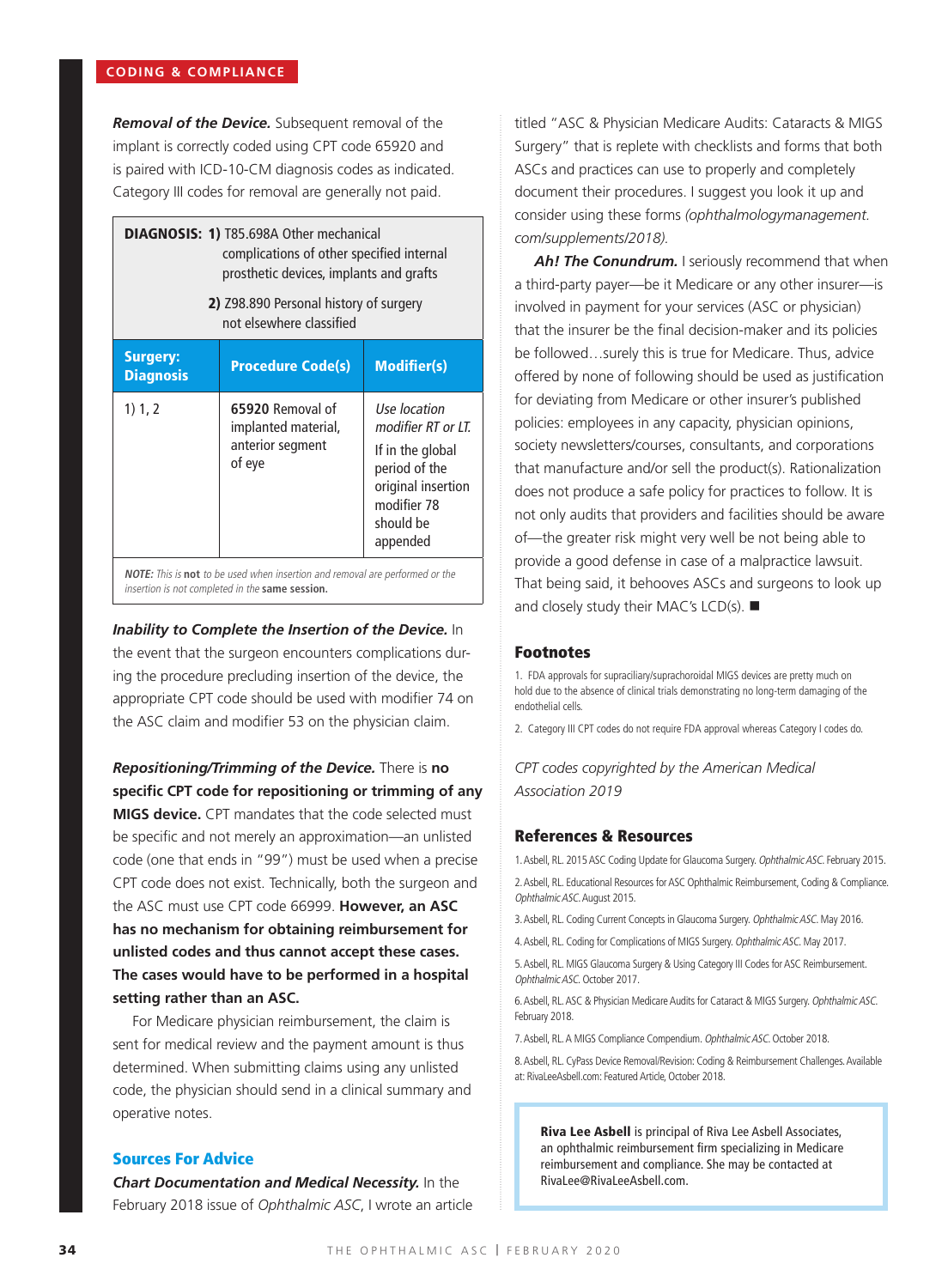*Removal of the Device.* Subsequent removal of the implant is correctly coded using CPT code 65920 and is paired with ICD-10-CM diagnosis codes as indicated. Category III codes for removal are generally not paid.

**DIAGNOSIS:** **1)** T85.698A Other mechanical complications of other specified internal prosthetic devices, implants and grafts

**2)** Z98.890 Personal history of surgery not elsewhere classified

| Surgery: Diagnosis | Procedure Code(s) | Modifier(s) |
|---|---|---|
| 1) 1, 2 | **65920** Removal of implanted material, anterior segment of eye | *Use location modifier RT or LT.* If in the global period of the original insertion modifier 78 should be appended |

***NOTE:*** *This is* **not** *to be used when insertion and removal are performed or the insertion is not completed in the* **same session.**

*Inability to Complete the Insertion of the Device.* In the event that the surgeon encounters complications during the procedure precluding insertion of the device, the appropriate CPT code should be used with modifier 74 on the ASC claim and modifier 53 on the physician claim.

*Repositioning/Trimming of the Device.* There is **no specific CPT code for repositioning or trimming of any MIGS device.** CPT mandates that the code selected must be specific and not merely an approximation—an unlisted code (one that ends in "99") must be used when a precise CPT code does not exist. Technically, both the surgeon and the ASC must use CPT code 66999. **However, an ASC has no mechanism for obtaining reimbursement for unlisted codes and thus cannot accept these cases. The cases would have to be performed in a hospital setting rather than an ASC.**

For Medicare physician reimbursement, the claim is sent for medical review and the payment amount is thus determined. When submitting claims using any unlisted code, the physician should send in a clinical summary and operative notes.

## Sources For Advice

*Chart Documentation and Medical Necessity.* In the February 2018 issue of *Ophthalmic ASC*, I wrote an article titled "ASC & Physician Medicare Audits: Cataracts & MIGS Surgery" that is replete with checklists and forms that both ASCs and practices can use to properly and completely document their procedures. I suggest you look it up and consider using these forms *(ophthalmologymanagement.com/supplements/2018).*

*Ah! The Conundrum.* I seriously recommend that when a third-party payer—be it Medicare or any other insurer—is involved in payment for your services (ASC or physician) that the insurer be the final decision-maker and its policies be followed…surely this is true for Medicare. Thus, advice offered by none of following should be used as justification for deviating from Medicare or other insurer's published policies: employees in any capacity, physician opinions, society newsletters/courses, consultants, and corporations that manufacture and/or sell the product(s). Rationalization does not produce a safe policy for practices to follow. It is not only audits that providers and facilities should be aware of—the greater risk might very well be not being able to provide a good defense in case of a malpractice lawsuit. That being said, it behooves ASCs and surgeons to look up and closely study their MAC's LCD(s). ■

## Footnotes

1. FDA approvals for supraciliary/suprachoroidal MIGS devices are pretty much on hold due to the absence of clinical trials demonstrating no long-term damaging of the endothelial cells.
2. Category III CPT codes do not require FDA approval whereas Category I codes do.

*CPT codes copyrighted by the American Medical Association 2019*

## References & Resources

1. Asbell, RL. 2015 ASC Coding Update for Glaucoma Surgery. *Ophthalmic ASC.* February 2015.
2. Asbell, RL. Educational Resources for ASC Ophthalmic Reimbursement, Coding & Compliance. *Ophthalmic ASC.* August 2015.
3. Asbell, RL. Coding Current Concepts in Glaucoma Surgery. *Ophthalmic ASC.* May 2016.
4. Asbell, RL. Coding for Complications of MIGS Surgery. *Ophthalmic ASC.* May 2017.
5. Asbell, RL. MIGS Glaucoma Surgery & Using Category III Codes for ASC Reimbursement. *Ophthalmic ASC.* October 2017.
6. Asbell, RL. ASC & Physician Medicare Audits for Cataract & MIGS Surgery. *Ophthalmic ASC.* February 2018.
7. Asbell, RL. A MIGS Compliance Compendium. *Ophthalmic ASC.* October 2018.
8. Asbell, RL. CyPass Device Removal/Revision: Coding & Reimbursement Challenges. Available at: RivaLeeAsbell.com: Featured Article, October 2018.

**Riva Lee Asbell** is principal of Riva Lee Asbell Associates, an ophthalmic reimbursement firm specializing in Medicare reimbursement and compliance. She may be contacted at RivaLee@RivaLeeAsbell.com.